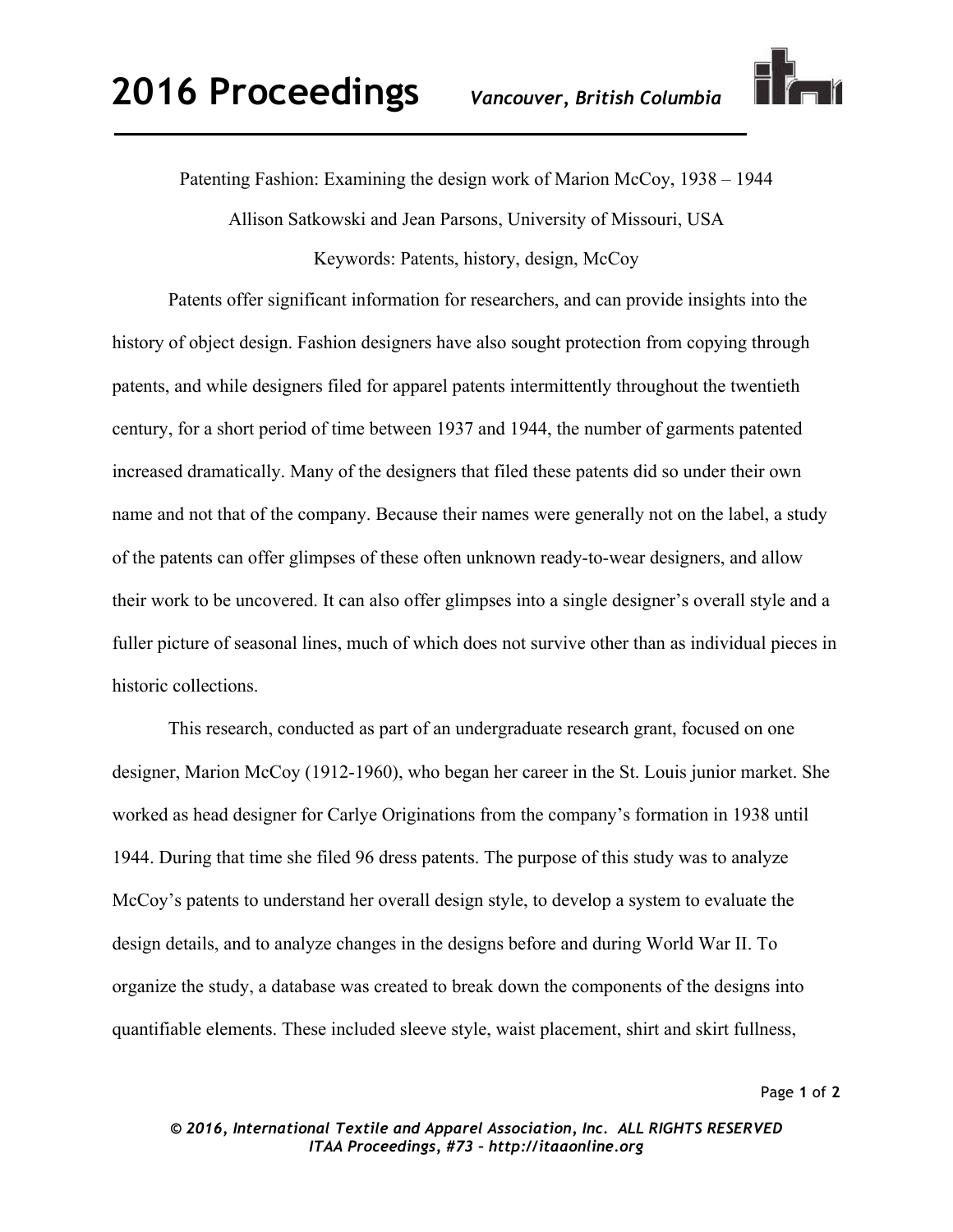Patenting Fashion: Examining the design work of Marion McCoy, 1938 – 1944

Allison Satkowski and Jean Parsons, University of Missouri, USA

Keywords: Patents, history, design, McCoy

Patents offer significant information for researchers, and can provide insights into the history of object design. Fashion designers have also sought protection from copying through patents, and while designers filed for apparel patents intermittently throughout the twentieth century, for a short period of time between 1937 and 1944, the number of garments patented increased dramatically. Many of the designers that filed these patents did so under their own name and not that of the company. Because their names were generally not on the label, a study of the patents can offer glimpses of these often unknown ready-to-wear designers, and allow their work to be uncovered. It can also offer glimpses into a single designer's overall style and a fuller picture of seasonal lines, much of which does not survive other than as individual pieces in historic collections.

This research, conducted as part of an undergraduate research grant, focused on one designer, Marion McCoy (1912-1960), who began her career in the St. Louis junior market. She worked as head designer for Carlye Originations from the company's formation in 1938 until 1944. During that time she filed 96 dress patents. The purpose of this study was to analyze McCoy's patents to understand her overall design style, to develop a system to evaluate the design details, and to analyze changes in the designs before and during World War II. To organize the study, a database was created to break down the components of the designs into quantifiable elements. These included sleeve style, waist placement, shirt and skirt fullness,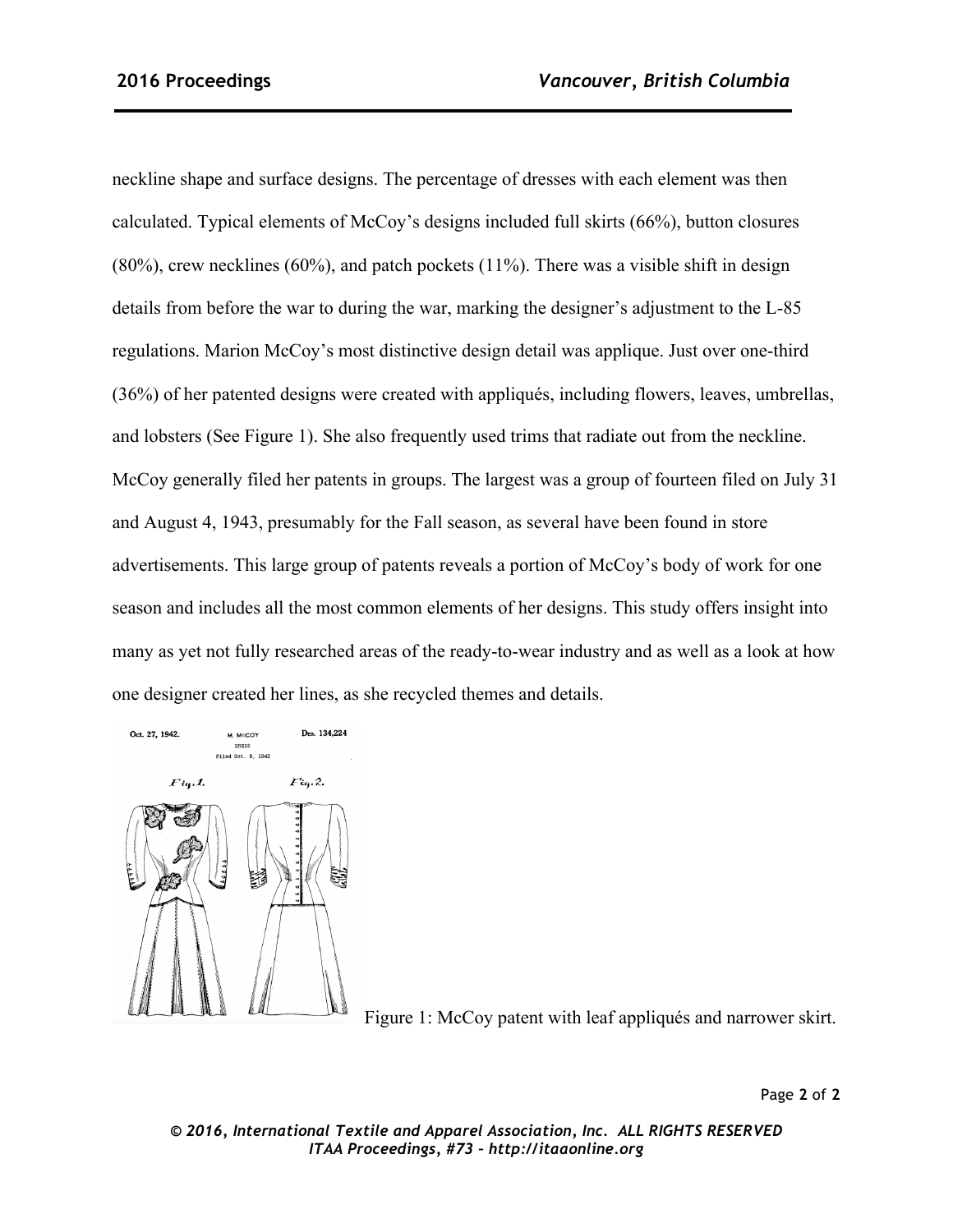neckline shape and surface designs. The percentage of dresses with each element was then calculated. Typical elements of McCoy's designs included full skirts (66%), button closures (80%), crew necklines (60%), and patch pockets (11%). There was a visible shift in design details from before the war to during the war, marking the designer's adjustment to the L-85 regulations. Marion McCoy's most distinctive design detail was applique. Just over one-third (36%) of her patented designs were created with appliqués, including flowers, leaves, umbrellas, and lobsters (See Figure 1). She also frequently used trims that radiate out from the neckline. McCoy generally filed her patents in groups. The largest was a group of fourteen filed on July 31 and August 4, 1943, presumably for the Fall season, as several have been found in store advertisements. This large group of patents reveals a portion of McCoy's body of work for one season and includes all the most common elements of her designs. This study offers insight into many as yet not fully researched areas of the ready-to-wear industry and as well as a look at how one designer created her lines, as she recycled themes and details.

Figure 1: McCoy patent with leaf appliqués and narrower skirt.